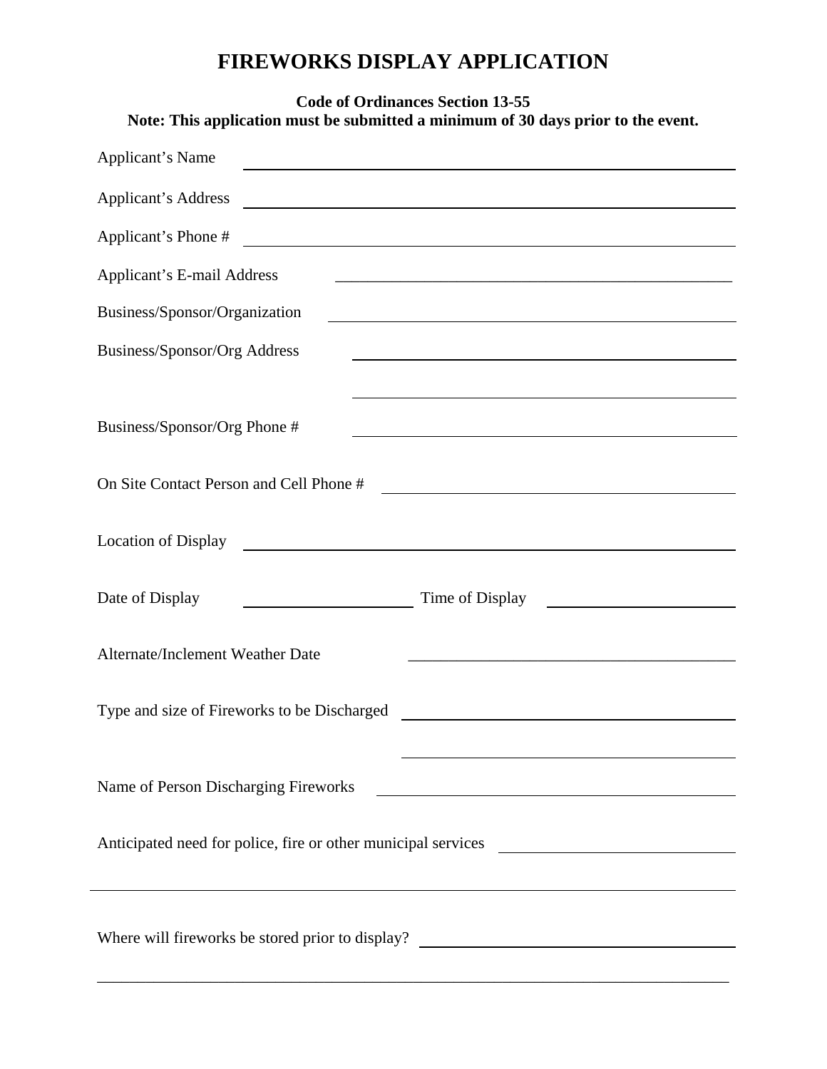# FIREWORKS DISPLAY APPLICATION

**Code of Ordinances Section 13-55**
**Note: This application must be submitted a minimum of 30 days prior to the event.**

Applicant's Name ______________________________

Applicant's Address ______________________________

Applicant's Phone # ______________________________

Applicant's E-mail Address ______________________________

Business/Sponsor/Organization ______________________________

Business/Sponsor/Org Address ______________________________

______________________________

Business/Sponsor/Org Phone # ______________________________

On Site Contact Person and Cell Phone # ______________________________

Location of Display ______________________________

Date of Display ______________ Time of Display ______________

Alternate/Inclement Weather Date ______________________________

Type and size of Fireworks to be Discharged ______________________________

______________________________

Name of Person Discharging Fireworks ______________________________

Anticipated need for police, fire or other municipal services ______________________________

______________________________

Where will fireworks be stored prior to display? ______________________________

______________________________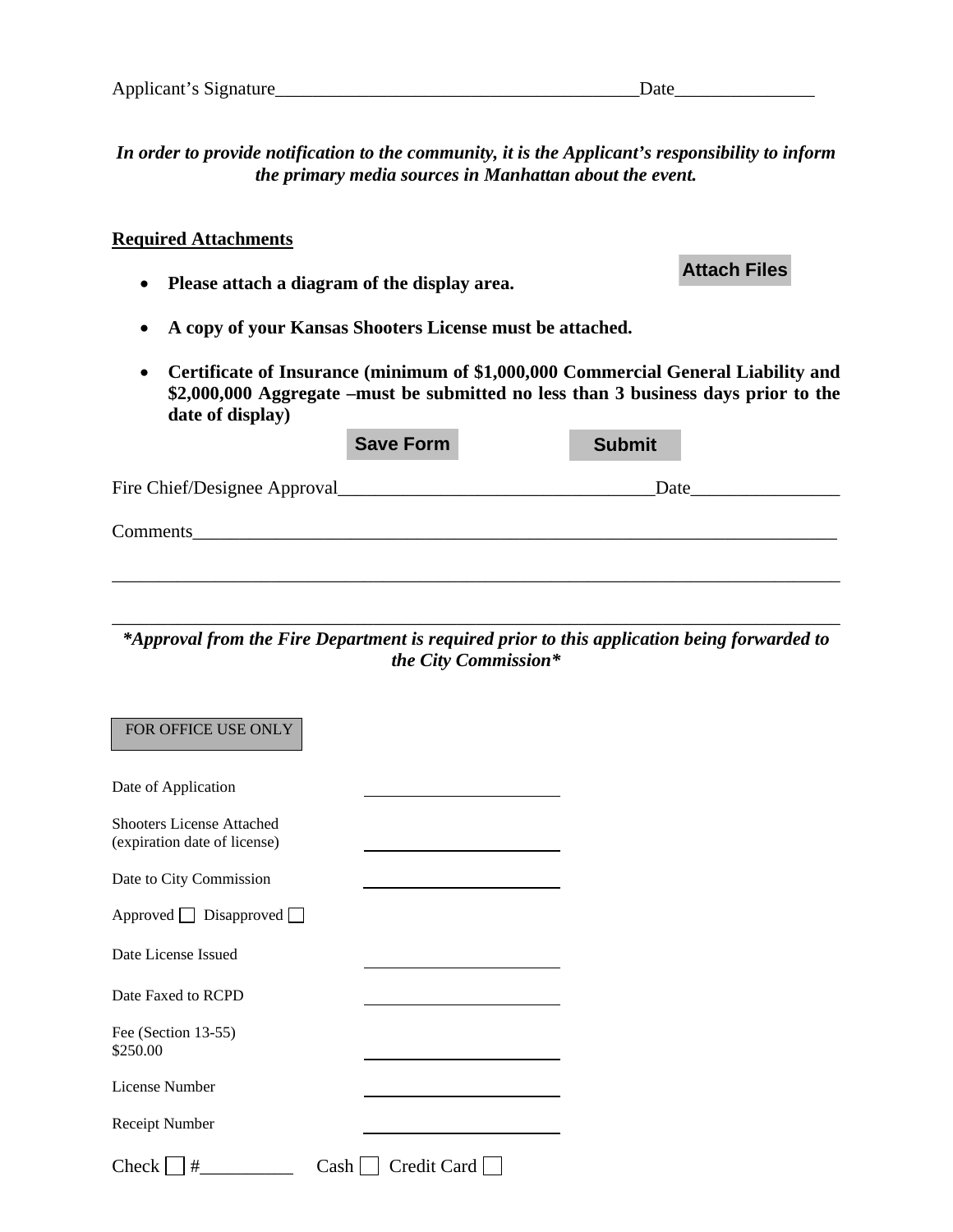Applicant's Signature_______________________________________Date_______________

***In order to provide notification to the community, it is the Applicant's responsibility to inform the primary media sources in Manhattan about the event.***

**<u>Required Attachments</u>**

Attach Files

- **Please attach a diagram of the display area.**
- **A copy of your Kansas Shooters License must be attached.**
- **Certificate of Insurance (minimum of $1,000,000 Commercial General Liability and $2,000,000 Aggregate –must be submitted no less than 3 business days prior to the date of display)**

Save Form    Submit

Fire Chief/Designee Approval__________________________________Date________________

Comments_____________________________________________________________________

______________________________________________________________________________

______________________________________________________________________________

***\*Approval from the Fire Department is required prior to this application being forwarded to the City Commission\****

FOR OFFICE USE ONLY

Date of Application ______________________

Shooters License Attached (expiration date of license) ______________________

Date to City Commission ______________________

Approved ☐ Disapproved ☐

Date License Issued ______________________

Date Faxed to RCPD ______________________

Fee (Section 13-55) $250.00 ______________________

License Number ______________________

Receipt Number ______________________

Check ☐ #__________ Cash ☐ Credit Card ☐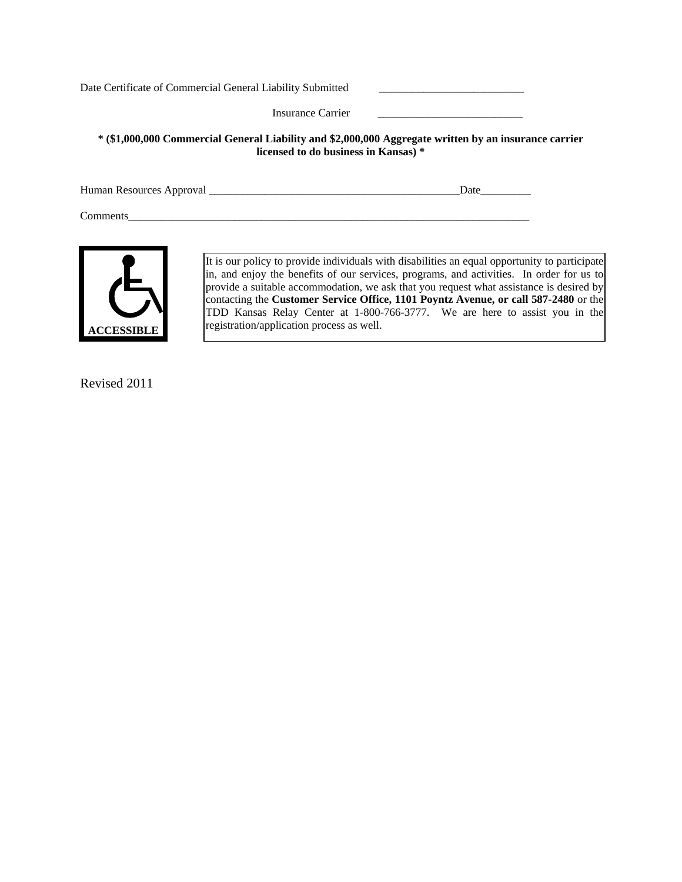Date Certificate of Commercial General Liability Submitted ___________________________

Insurance Carrier ___________________________

**\* ($1,000,000 Commercial General Liability and $2,000,000 Aggregate written by an insurance carrier licensed to do business in Kansas) \***

Human Resources Approval _______________________________________________Date_________

Comments___________________________________________________________________________

ACCESSIBLE

It is our policy to provide individuals with disabilities an equal opportunity to participate in, and enjoy the benefits of our services, programs, and activities. In order for us to provide a suitable accommodation, we ask that you request what assistance is desired by contacting the **Customer Service Office, 1101 Poyntz Avenue, or call 587-2480** or the TDD Kansas Relay Center at 1-800-766-3777. We are here to assist you in the registration/application process as well.

Revised 2011